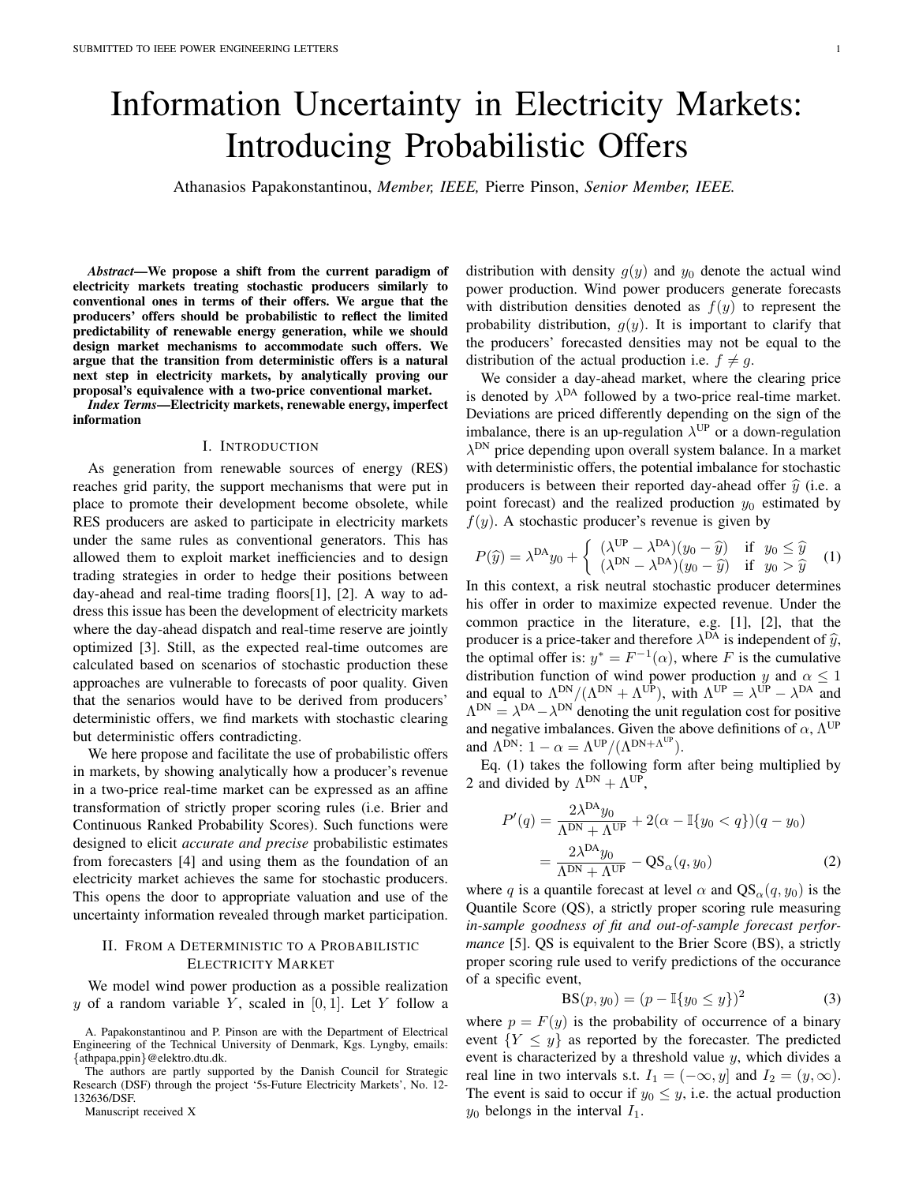# Information Uncertainty in Electricity Markets: Introducing Probabilistic Offers

Athanasios Papakonstantinou, *Member, IEEE,* Pierre Pinson, *Senior Member, IEEE.*

***Abstract*—We propose a shift from the current paradigm of electricity markets treating stochastic producers similarly to conventional ones in terms of their offers. We argue that the producers' offers should be probabilistic to reflect the limited predictability of renewable energy generation, while we should design market mechanisms to accommodate such offers. We argue that the transition from deterministic offers is a natural next step in electricity markets, by analytically proving our proposal's equivalence with a two-price conventional market.**

***Index Terms*—Electricity markets, renewable energy, imperfect information**

## I. Introduction

As generation from renewable sources of energy (RES) reaches grid parity, the support mechanisms that were put in place to promote their development become obsolete, while RES producers are asked to participate in electricity markets under the same rules as conventional generators. This has allowed them to exploit market inefficiencies and to design trading strategies in order to hedge their positions between day-ahead and real-time trading floors[1], [2]. A way to address this issue has been the development of electricity markets where the day-ahead dispatch and real-time reserve are jointly optimized [3]. Still, as the expected real-time outcomes are calculated based on scenarios of stochastic production these approaches are vulnerable to forecasts of poor quality. Given that the senarios would have to be derived from producers' deterministic offers, we find markets with stochastic clearing but deterministic offers contradicting.

We here propose and facilitate the use of probabilistic offers in markets, by showing analytically how a producer's revenue in a two-price real-time market can be expressed as an affine transformation of strictly proper scoring rules (i.e. Brier and Continuous Ranked Probability Scores). Such functions were designed to elicit *accurate and precise* probabilistic estimates from forecasters [4] and using them as the foundation of an electricity market achieves the same for stochastic producers. This opens the door to appropriate valuation and use of the uncertainty information revealed through market participation.

## II. From a Deterministic to a Probabilistic Electricity Market

We model wind power production as a possible realization $y$ of a random variable $Y$, scaled in $[0, 1]$. Let $Y$ follow a distribution with density $g(y)$ and $y_0$ denote the actual wind power production. Wind power producers generate forecasts with distribution densities denoted as $f(y)$ to represent the probability distribution, $g(y)$. It is important to clarify that the producers' forecasted densities may not be equal to the distribution of the actual production i.e. $f \neq g$.

We consider a day-ahead market, where the clearing price is denoted by $\lambda^{\text{DA}}$ followed by a two-price real-time market. Deviations are priced differently depending on the sign of the imbalance, there is an up-regulation $\lambda^{\text{UP}}$ or a down-regulation $\lambda^{\text{DN}}$ price depending upon overall system balance. In a market with deterministic offers, the potential imbalance for stochastic producers is between their reported day-ahead offer $\widehat{y}$ (i.e. a point forecast) and the realized production $y_0$ estimated by $f(y)$. A stochastic producer's revenue is given by

$$P(\widehat{y}) = \lambda^{\text{DA}} y_0 + \begin{cases} (\lambda^{\text{UP}} - \lambda^{\text{DA}})(y_0 - \widehat{y}) & \text{if} \quad y_0 \leq \widehat{y} \\ (\lambda^{\text{DN}} - \lambda^{\text{DA}})(y_0 - \widehat{y}) & \text{if} \quad y_0 > \widehat{y} \end{cases} \quad (1)$$

In this context, a risk neutral stochastic producer determines his offer in order to maximize expected revenue. Under the common practice in the literature, e.g. [1], [2], that the producer is a price-taker and therefore $\lambda^{\text{DA}}$ is independent of $\widehat{y}$, the optimal offer is: $y^* = F^{-1}(\alpha)$, where $F$ is the cumulative distribution function of wind power production $y$ and $\alpha \leq 1$ and equal to $\Lambda^{\text{DN}}/(\Lambda^{\text{DN}} + \Lambda^{\text{UP}})$, with $\Lambda^{\text{UP}} = \lambda^{\text{UP}} - \lambda^{\text{DA}}$ and $\Lambda^{\text{DN}} = \lambda^{\text{DA}} - \lambda^{\text{DN}}$ denoting the unit regulation cost for positive and negative imbalances. Given the above definitions of $\alpha$, $\Lambda^{\text{UP}}$ and $\Lambda^{\text{DN}}$: $1 - \alpha = \Lambda^{\text{UP}}/(\Lambda^{\text{DN}+\Lambda^{\text{UP}}})$.

Eq. (1) takes the following form after being multiplied by 2 and divided by $\Lambda^{\text{DN}} + \Lambda^{\text{UP}}$,

$$\begin{aligned} P'(q) &= \frac{2\lambda^{\text{DA}} y_0}{\Lambda^{\text{DN}} + \Lambda^{\text{UP}}} + 2(\alpha - \mathbb{I}\{y_0 < q\})(q - y_0) \\ &= \frac{2\lambda^{\text{DA}} y_0}{\Lambda^{\text{DN}} + \Lambda^{\text{UP}}} - \text{QS}_\alpha(q, y_0) \end{aligned} \quad (2)$$

where $q$ is a quantile forecast at level $\alpha$ and $\text{QS}_\alpha(q, y_0)$ is the Quantile Score (QS), a strictly proper scoring rule measuring *in-sample goodness of fit and out-of-sample forecast performance* [5]. QS is equivalent to the Brier Score (BS), a strictly proper scoring rule used to verify predictions of the occurance of a specific event,

$$\text{BS}(p, y_0) = (p - \mathbb{I}\{y_0 \leq y\})^2 \quad (3)$$

where $p = F(y)$ is the probability of occurrence of a binary event $\{Y \leq y\}$ as reported by the forecaster. The predicted event is characterized by a threshold value $y$, which divides a real line in two intervals s.t. $I_1 = (-\infty, y]$ and $I_2 = (y, \infty)$. The event is said to occur if $y_0 \leq y$, i.e. the actual production $y_0$ belongs in the interval $I_1$.

A. Papakonstantinou and P. Pinson are with the Department of Electrical Engineering of the Technical University of Denmark, Kgs. Lyngby, emails: {athpapa,ppin}@elektro.dtu.dk.

The authors are partly supported by the Danish Council for Strategic Research (DSF) through the project '5s-Future Electricity Markets', No. 12-132636/DSF.

Manuscript received X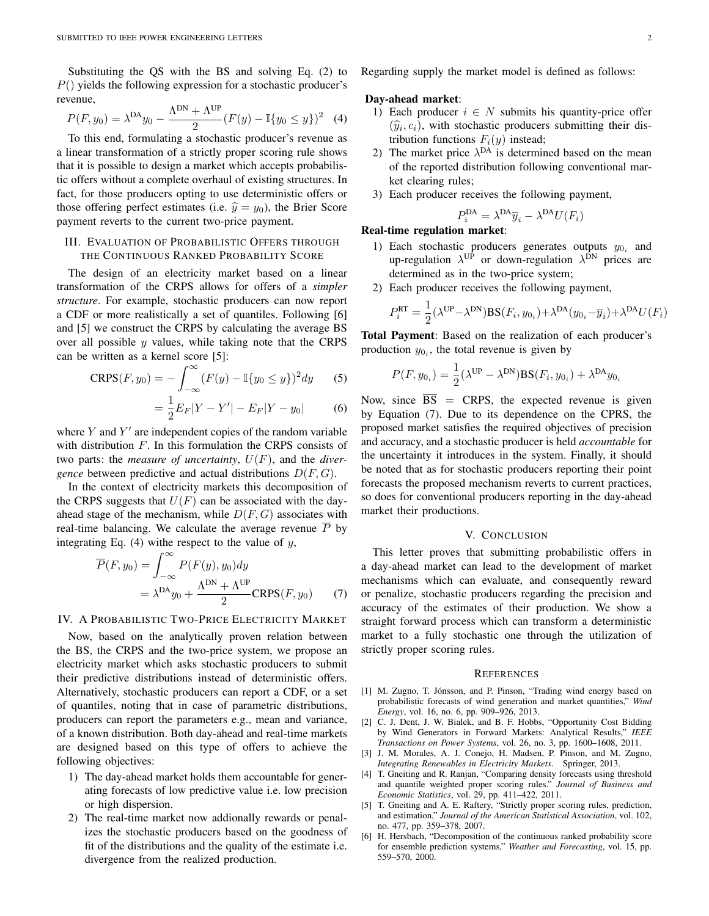Substituting the QS with the BS and solving Eq. (2) to $P()$ yields the following expression for a stochastic producer's revenue,

$$P(F, y_0) = \lambda^{\text{DA}} y_0 - \frac{\Lambda^{\text{DN}} + \Lambda^{\text{UP}}}{2}(F(y) - \mathbb{I}\{y_0 \leq y\})^2 \quad (4)$$

To this end, formulating a stochastic producer's revenue as a linear transformation of a strictly proper scoring rule shows that it is possible to design a market which accepts probabilistic offers without a complete overhaul of existing structures. In fact, for those producers opting to use deterministic offers or those offering perfect estimates (i.e. $\widehat{y} = y_0$), the Brier Score payment reverts to the current two-price payment.

## III. Evaluation of Probabilistic Offers through the Continuous Ranked Probability Score

The design of an electricity market based on a linear transformation of the CRPS allows for offers of a *simpler structure*. For example, stochastic producers can now report a CDF or more realistically a set of quantiles. Following [6] and [5] we construct the CRPS by calculating the average BS over all possible $y$ values, while taking note that the CRPS can be written as a kernel score [5]:

$$\text{CRPS}(F, y_0) = -\int_{-\infty}^{\infty} (F(y) - \mathbb{I}\{y_0 \leq y\})^2 dy \quad (5)$$

$$= \frac{1}{2} E_F|Y - Y'| - E_F|Y - y_0| \quad (6)$$

where $Y$ and $Y'$ are independent copies of the random variable with distribution $F$. In this formulation the CRPS consists of two parts: the *measure of uncertainty*, $U(F)$, and the *divergence* between predictive and actual distributions $D(F, G)$.

In the context of electricity markets this decomposition of the CRPS suggests that $U(F)$ can be associated with the day-ahead stage of the mechanism, while $D(F, G)$ associates with real-time balancing. We calculate the average revenue $\overline{P}$ by integrating Eq. (4) withe respect to the value of $y$,

$$\overline{P}(F, y_0) = \int_{-\infty}^{\infty} P(F(y), y_0) dy$$
$$= \lambda^{\text{DA}} y_0 + \frac{\Lambda^{\text{DN}} + \Lambda^{\text{UP}}}{2}\text{CRPS}(F, y_0) \quad (7)$$

## IV. A Probabilistic Two-Price Electricity Market

Now, based on the analytically proven relation between the BS, the CRPS and the two-price system, we propose an electricity market which asks stochastic producers to submit their predictive distributions instead of deterministic offers. Alternatively, stochastic producers can report a CDF, or a set of quantiles, noting that in case of parametric distributions, producers can report the parameters e.g., mean and variance, of a known distribution. Both day-ahead and real-time markets are designed based on this type of offers to achieve the following objectives:

1) The day-ahead market holds them accountable for generating forecasts of low predictive value i.e. low precision or high dispersion.
2) The real-time market now addionally rewards or penalizes the stochastic producers based on the goodness of fit of the distributions and the quality of the estimate i.e. divergence from the realized production.

Regarding supply the market model is defined as follows:

**Day-ahead market**:

1) Each producer $i \in N$ submits his quantity-price offer $(\widehat{y}_i, c_i)$, with stochastic producers submitting their distribution functions $F_i(y)$ instead;
2) The market price $\lambda^{\text{DA}}$ is determined based on the mean of the reported distribution following conventional market clearing rules;
3) Each producer receives the following payment,

$$P_i^{\text{DA}} = \lambda^{\text{DA}} \overline{y}_i - \lambda^{\text{DA}} U(F_i)$$

**Real-time regulation market**:

1) Each stochastic producers generates outputs $y_{0_i}$ and up-regulation $\lambda^{\text{UP}}$ or down-regulation $\lambda^{\text{DN}}$ prices are determined as in the two-price system;
2) Each producer receives the following payment,

$$P_i^{\text{RT}} = \frac{1}{2}(\lambda^{\text{UP}} - \lambda^{\text{DN}})\text{BS}(F_i, y_{0_i}) + \lambda^{\text{DA}}(y_{0_i} - \overline{y}_i) + \lambda^{\text{DA}} U(F_i)$$

**Total Payment**: Based on the realization of each producer's production $y_{0_i}$, the total revenue is given by

$$P(F, y_{0_i}) = \frac{1}{2}(\lambda^{\text{UP}} - \lambda^{\text{DN}})\text{BS}(F_i, y_{0_i}) + \lambda^{\text{DA}} y_{0_i}$$

Now, since $\overline{\text{BS}} = \text{CRPS}$, the expected revenue is given by Equation (7). Due to its dependence on the CPRS, the proposed market satisfies the required objectives of precision and accuracy, and a stochastic producer is held *accountable* for the uncertainty it introduces in the system. Finally, it should be noted that as for stochastic producers reporting their point forecasts the proposed mechanism reverts to current practices, so does for conventional producers reporting in the day-ahead market their productions.

## V. Conclusion

This letter proves that submitting probabilistic offers in a day-ahead market can lead to the development of market mechanisms which can evaluate, and consequently reward or penalize, stochastic producers regarding the precision and accuracy of the estimates of their production. We show a straight forward process which can transform a deterministic market to a fully stochastic one through the utilization of strictly proper scoring rules.

## References

[1] M. Zugno, T. Jónsson, and P. Pinson, "Trading wind energy based on probabilistic forecasts of wind generation and market quantities," *Wind Energy*, vol. 16, no. 6, pp. 909–926, 2013.

[2] C. J. Dent, J. W. Bialek, and B. F. Hobbs, "Opportunity Cost Bidding by Wind Generators in Forward Markets: Analytical Results," *IEEE Transactions on Power Systems*, vol. 26, no. 3, pp. 1600–1608, 2011.

[3] J. M. Morales, A. J. Conejo, H. Madsen, P. Pinson, and M. Zugno, *Integrating Renewables in Electricity Markets*. Springer, 2013.

[4] T. Gneiting and R. Ranjan, "Comparing density forecasts using threshold and quantile weighted proper scoring rules." *Journal of Business and Economic Statistics*, vol. 29, pp. 411–422, 2011.

[5] T. Gneiting and A. E. Raftery, "Strictly proper scoring rules, prediction, and estimation," *Journal of the American Statistical Association*, vol. 102, no. 477, pp. 359–378, 2007.

[6] H. Hersbach, "Decomposition of the continuous ranked probability score for ensemble prediction systems," *Weather and Forecasting*, vol. 15, pp. 559–570, 2000.